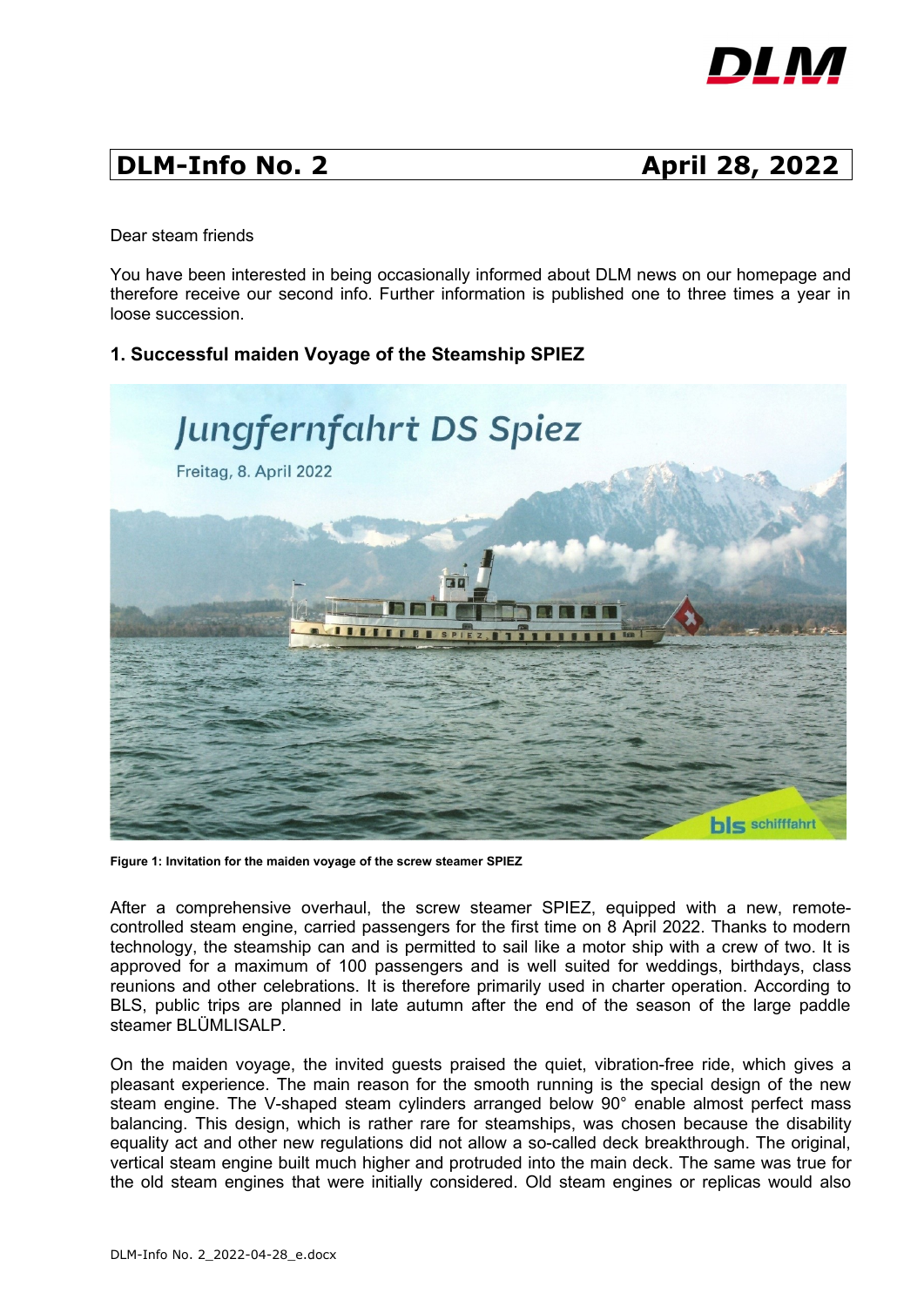# DLM-Info No. 2 — April 28, 2022

Dear steam friends

You have been interested in being occasionally informed about DLM news on our homepage and therefore receive our second info. Further information is published one to three times a year in loose succession.

## 1. Successful maiden Voyage of the Steamship SPIEZ

**Figure 1: Invitation for the maiden voyage of the screw steamer SPIEZ**

After a comprehensive overhaul, the screw steamer SPIEZ, equipped with a new, remote-controlled steam engine, carried passengers for the first time on 8 April 2022. Thanks to modern technology, the steamship can and is permitted to sail like a motor ship with a crew of two. It is approved for a maximum of 100 passengers and is well suited for weddings, birthdays, class reunions and other celebrations. It is therefore primarily used in charter operation. According to BLS, public trips are planned in late autumn after the end of the season of the large paddle steamer BLÜMLISALP.

On the maiden voyage, the invited guests praised the quiet, vibration-free ride, which gives a pleasant experience. The main reason for the smooth running is the special design of the new steam engine. The V-shaped steam cylinders arranged below 90° enable almost perfect mass balancing. This design, which is rather rare for steamships, was chosen because the disability equality act and other new regulations did not allow a so-called deck breakthrough. The original, vertical steam engine built much higher and protruded into the main deck. The same was true for the old steam engines that were initially considered. Old steam engines or replicas would also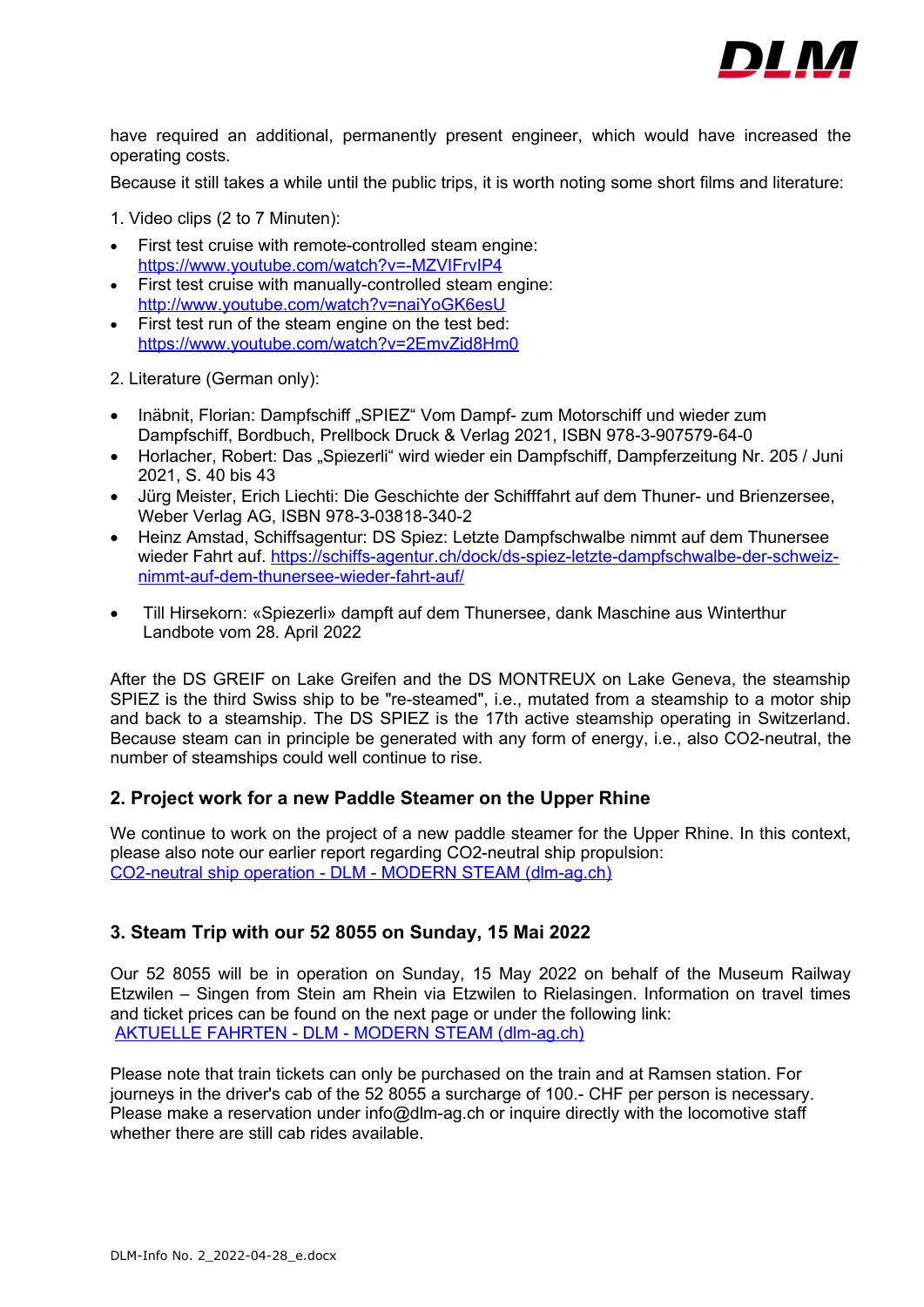have required an additional, permanently present engineer, which would have increased the operating costs.

Because it still takes a while until the public trips, it is worth noting some short films and literature:

1. Video clips (2 to 7 Minuten):

- First test cruise with remote-controlled steam engine: [https://www.youtube.com/watch?v=-MZVIFrvIP4](https://www.youtube.com/watch?v=-MZVIFrvIP4)
- First test cruise with manually-controlled steam engine: [http://www.youtube.com/watch?v=naiYoGK6esU](http://www.youtube.com/watch?v=naiYoGK6esU)
- First test run of the steam engine on the test bed: [https://www.youtube.com/watch?v=2EmvZid8Hm0](https://www.youtube.com/watch?v=2EmvZid8Hm0)

2. Literature (German only):

- Inäbnit, Florian: Dampfschiff „SPIEZ“ Vom Dampf- zum Motorschiff und wieder zum Dampfschiff, Bordbuch, Prellbock Druck & Verlag 2021, ISBN 978-3-907579-64-0
- Horlacher, Robert: Das „Spiezerli“ wird wieder ein Dampfschiff, Dampferzeitung Nr. 205 / Juni 2021, S. 40 bis 43
- Jürg Meister, Erich Liechti: Die Geschichte der Schifffahrt auf dem Thuner- und Brienzersee, Weber Verlag AG, ISBN 978-3-03818-340-2
- Heinz Amstad, Schiffsagentur: DS Spiez: Letzte Dampfschwalbe nimmt auf dem Thunersee wieder Fahrt auf. [https://schiffs-agentur.ch/dock/ds-spiez-letzte-dampfschwalbe-der-schweiz-nimmt-auf-dem-thunersee-wieder-fahrt-auf/](https://schiffs-agentur.ch/dock/ds-spiez-letzte-dampfschwalbe-der-schweiz-nimmt-auf-dem-thunersee-wieder-fahrt-auf/)
- Till Hirsekorn: «Spiezerli» dampft auf dem Thunersee, dank Maschine aus Winterthur Landbote vom 28. April 2022

After the DS GREIF on Lake Greifen and the DS MONTREUX on Lake Geneva, the steamship SPIEZ is the third Swiss ship to be "re-steamed", i.e., mutated from a steamship to a motor ship and back to a steamship. The DS SPIEZ is the 17th active steamship operating in Switzerland. Because steam can in principle be generated with any form of energy, i.e., also $CO_2$-neutral, the number of steamships could well continue to rise.

## 2. Project work for a new Paddle Steamer on the Upper Rhine

We continue to work on the project of a new paddle steamer for the Upper Rhine. In this context, please also note our earlier report regarding $CO_2$-neutral ship propulsion: [CO2-neutral ship operation - DLM - MODERN STEAM (dlm-ag.ch)](https://dlm-ag.ch)

## 3. Steam Trip with our 52 8055 on Sunday, 15 Mai 2022

Our 52 8055 will be in operation on Sunday, 15 May 2022 on behalf of the Museum Railway Etzwilen – Singen from Stein am Rhein via Etzwilen to Rielasingen. Information on travel times and ticket prices can be found on the next page or under the following link: [AKTUELLE FAHRTEN - DLM - MODERN STEAM (dlm-ag.ch)](https://dlm-ag.ch)

Please note that train tickets can only be purchased on the train and at Ramsen station. For journeys in the driver's cab of the 52 8055 a surcharge of 100.- CHF per person is necessary. Please make a reservation under info@dlm-ag.ch or inquire directly with the locomotive staff whether there are still cab rides available.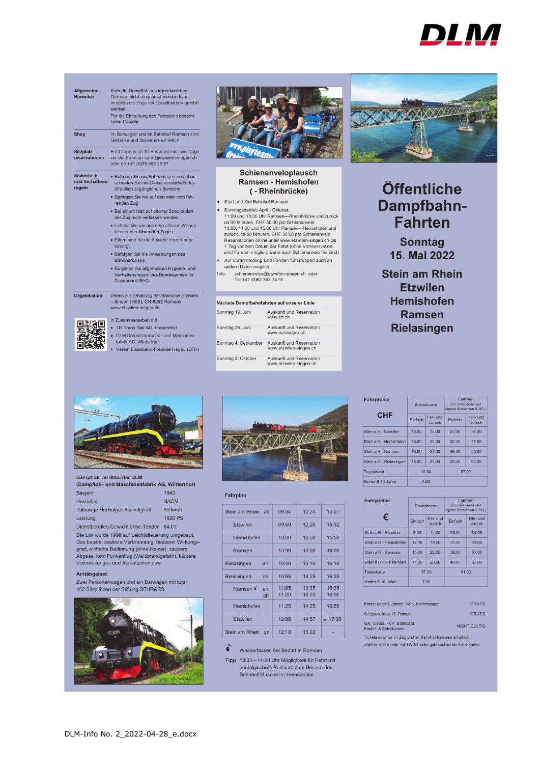DLM

| | |
|---|---|
| **Allgemeine Hinweise** | Falls die Dampflok aus irgendwelchen Gründen nicht eingesetzt werden kann, müssten die Züge mit Dieseltraktion geführt werden. Für die Einhaltung des Fahrplans besteht keine Gewähr |
| **Shop** | Im Barwagen und im Bahnhof Ramsen sind Getränke und Souvenirs erhältlich |
| **Sitzplatz-reservationen** | Für Gruppen ab 10 Personen bis zwei Tage vor der Fahrt an bahn@etzwilen-singen.ch oder an +41 (0)79 652 23 87 |
| **Sicherheits- und Verhaltens-regeln** | • Betreten Sie nie Bahnanlagen und überschreiten Sie nie Gleise ausserhalb des öffentlich zugänglichen Bereichs • Springen Sie nie auf den oder vom fahrenden Zug • Bei einem Halt auf offener Strecke darf der Zug nicht verlassen werden • Lehnen Sie nie aus dem offenen Wagenfenster des fahrenden Zuges • Eltern sind für die Aufsicht Ihrer Kinder besorgt • Befolgen Sie die Anweisungen des Bahnpersonals • Es gelten die allgemeinen Hygiene- und Verhaltensregeln des Bundesamtes für Gesundheit BAG. |
| **Organisation** | Verein zur Erhaltung der Bahnlinie Etzwilen – Singen (VES), CH-8262 Ramsen www.etzwilen-singen.ch |

in Zusammenarbeit mit

- TR Trans Rail AG, Frauenfeld
- DLM Dampflokomotiv– und Maschinenfabrik AG, Winterthur.
- Verein Eisenbahn-Freunde Hegau (EFH)

## Schienenveloplausch Ramsen - Hemishofen ( - Rheinbrücke)

- Start und Ziel Bahnhof Ramsen
- Sonntagsbetrieb April - Oktober, 11:00 und 16:00 Uhr Ramsen—Rheinbrücke und zurück ca 90 Minuten, CHF 50.00 pro Schienenvelo 13:00, 14:00 und 15:00 Uhr Ramsen—Hemishofen und zurück, ca 50 Minuten, CHF 30.00 pro Schienenvelo Reservationen online unter www.etzwilen-singen.ch bis 1 Tag vor dem Datum der Fahrt (ohne Vorreservation sind Fahrten möglich, wenn noch Schienenvelo frei sind)
- Auf Voranmeldung sind Fahrten für Gruppen auch an andern Daten möglich.

Info: schienenvelos@etzwilen-singen.ch oder Tel +41 (0)52 743 14 90

**Nächste Dampfbahnfahrten auf unserer Linie**

| | |
|---|---|
| Sonntag 19. Juni | Auskunft und Reservation www.zrt.ch |
| Sonntag 26. Juni | Auskunft und Reservation www.eurovapor.ch |
| Sonntag 4. September | Auskunft und Reservation www.etzwilen-singen.ch |
| Sonntag 2. Oktober | Auskunft und Reservation www.etzwilen-singen.ch |

# Öffentliche Dampfbahn-Fahrten

## Sonntag 15. Mai 2022

## Stein am Rhein Etzwilen Hemishofen Ramsen Rielasingen

**Dampflok 50 8055 der DLM**
**(Dampflok– und Maschinenfabrik AG, Winterthur)**

| | |
|---|---|
| Baujahr | 1943 |
| Hersteller | SACM |
| Zulässige Höchstgeschwindigkeit | 80 km/h |
| Leistung | 1620 PS |
| Dienstbereites Gewicht ohne Tender | 84,0 t |

Die Lok wurde 1998 auf Leichtölfeuerung umgebaut. Das bewirkt saubere Verbrennung, besserer Wirkungsgrad, einfache Bedienung (ohne Heizer), saubere Abgase, kein Funkenflug (Waldbrandgefahr), kürzere Vorbereitungs– und Abrüstzeiten usw.

**Anhängelast:**
Zwei Personenwagen und ein Barwagen mit total 162 Sitzplätzen der Stiftung SEHR&RS

**Fahrplan**

| | | | | |
|---|---|---|---|---|
| Stein am Rhein | ab | 09:54 | 12:24 | 15:27 |
| Etzwilen | | 09:59 | 12:29 | 15:32 |
| Hemishofen | | 10:20 | 12:50 | 15:50 |
| Ramsen | | 10:30 | 13:00 | 16:00 |
| Rielasingen | an | 10:40 | 13:10 | 16:10 |
| Rielasingen | ab | 10:55 | 13:25 | 16:25 |
| Ramsen | an | 11:05 | 13:35 | 16:35 |
| | ab | 11:20 | 14:20 | 16:50 |
| Hemishofen | | 11:25 | 14:25 | 16:55 |
| Etzwilen | | 12:06 | 14:57 | an 17:30 |
| Stein am Rhein | an | 12:10 | 15:02 | - |

Wasserfassen bei Bedarf in Ramsen

**Tipp** 13:35—14:20 Uhr Möglichkeit für Fahrt mit nostalgischem Postauto zum Besuch des Bahnhof-Museum in Hemishofen

**Fahrpreise CHF**

| | Erwachsene | | Familien (2 Erwachsene und eigene Kinder von 6-16J.) | |
|---|---|---|---|---|
| | Einfach | Hin- und zurück | Einfach | Hin- und zurück |
| Stein a R - Etzwilen | 10.00 | 15.00 | 27.00 | 37.00 |
| Stein a R - Hemishofen | 13.00 | 20.00 | 33.00 | 47.00 |
| Stein a R - Ramsen | 16.00 | 24.00 | 39.00 | 55.00 |
| Stein a R - Rielasingen | 18.00 | 27.00 | 43.00 | 61.00 |
| Tageskarte | 40.00 | | 87.00 | |
| Kinder 6-16 Jahre | 7.00 | | | |

**Fahrpreise €**

| | Erwachsene | | Familien (2 Erwachsene und eigene Kinder von 6-16J.) | |
|---|---|---|---|---|
| | Einfach | Hin- und zurück | Einfach | Hin- und zurück |
| Stein a R - Etzwilen | 9.00 | 14.00 | 25.00 | 34.00 |
| Stein a R - Hemishofen | 12.00 | 19.00 | 31.00 | 44.00 |
| Stein a R - Ramsen | 15.00 | 22.00 | 36.00 | 51.00 |
| Stein a R - Rielasingen | 17.00 | 25.00 | 40.00 | 57.00 |
| Tageskarte | 37.00 | | 81.00 | |
| Kinder 6-16 Jahre | 7.00 | | | |

| | |
|---|---|
| Kinder unter 6 Jahren, Velo, Kinderwagen | GRATIS |
| Gruppen, jede 10. Person | GRATIS |
| GA, ½-Abo, FVP, Bahncard, Kinder- & Enkelkarten | NICHT GÜLTIG |

Tickets sind nur im Zug und im Bahnhof Ramsen erhältlich
Zahlbar in bar oder mit TWINT oder gebräuchlichen Kreditkarten

DLM-Info No. 2_2022-04-28_e.docx